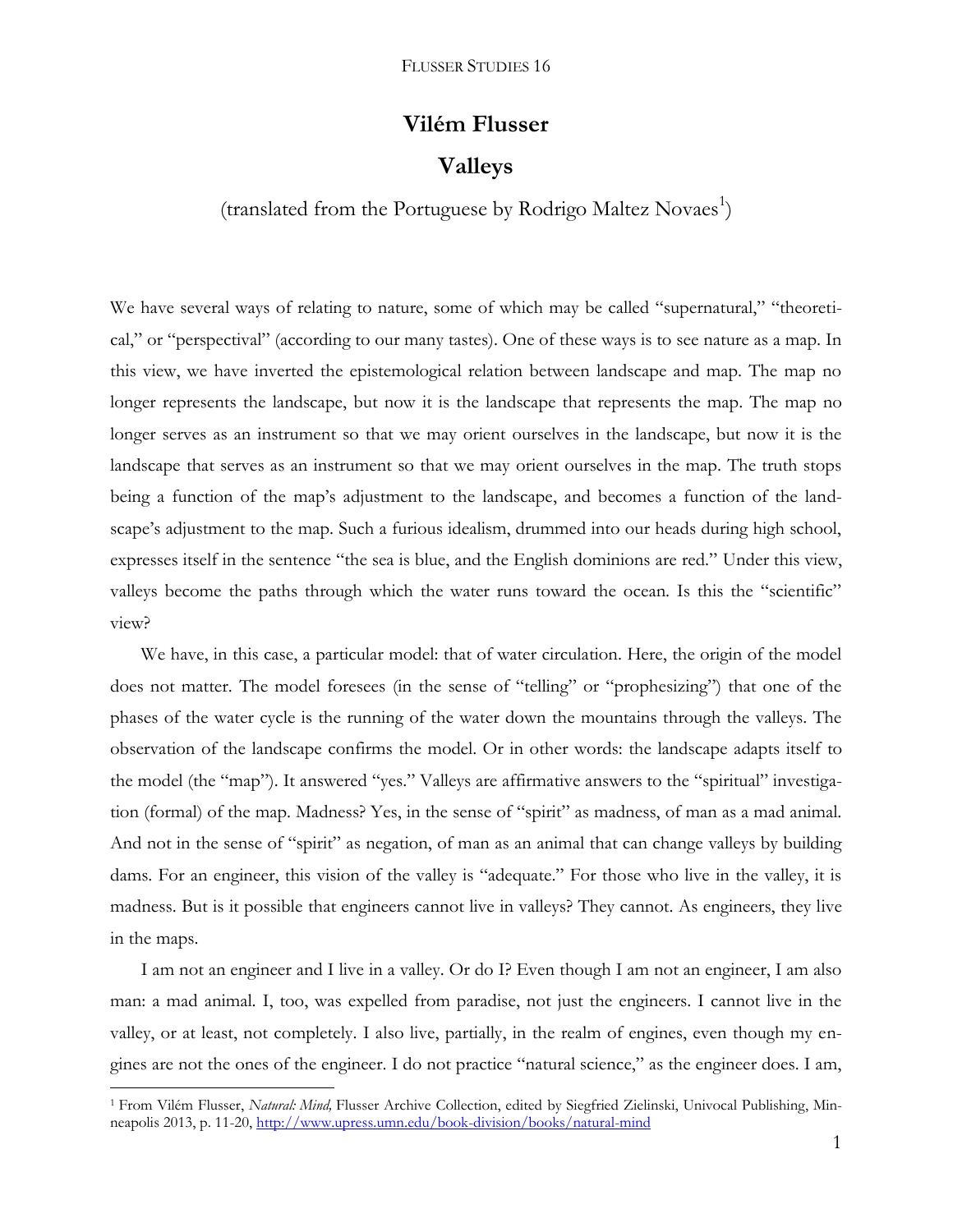# Vilém Flusser

## Valleys

(translated from the Portuguese by Rodrigo Maltez Novaes[1])

We have several ways of relating to nature, some of which may be called "supernatural," "theoretical," or "perspectival" (according to our many tastes). One of these ways is to see nature as a map. In this view, we have inverted the epistemological relation between landscape and map. The map no longer represents the landscape, but now it is the landscape that represents the map. The map no longer serves as an instrument so that we may orient ourselves in the landscape, but now it is the landscape that serves as an instrument so that we may orient ourselves in the map. The truth stops being a function of the map's adjustment to the landscape, and becomes a function of the landscape's adjustment to the map. Such a furious idealism, drummed into our heads during high school, expresses itself in the sentence "the sea is blue, and the English dominions are red." Under this view, valleys become the paths through which the water runs toward the ocean. Is this the "scientific" view?

We have, in this case, a particular model: that of water circulation. Here, the origin of the model does not matter. The model foresees (in the sense of "telling" or "prophesizing") that one of the phases of the water cycle is the running of the water down the mountains through the valleys. The observation of the landscape confirms the model. Or in other words: the landscape adapts itself to the model (the "map"). It answered "yes." Valleys are affirmative answers to the "spiritual" investigation (formal) of the map. Madness? Yes, in the sense of "spirit" as madness, of man as a mad animal. And not in the sense of "spirit" as negation, of man as an animal that can change valleys by building dams. For an engineer, this vision of the valley is "adequate." For those who live in the valley, it is madness. But is it possible that engineers cannot live in valleys? They cannot. As engineers, they live in the maps.

I am not an engineer and I live in a valley. Or do I? Even though I am not an engineer, I am also man: a mad animal. I, too, was expelled from paradise, not just the engineers. I cannot live in the valley, or at least, not completely. I also live, partially, in the realm of engines, even though my engines are not the ones of the engineer. I do not practice "natural science," as the engineer does. I am,

---

[1] From Vilém Flusser, *Natural: Mind,* Flusser Archive Collection, edited by Siegfried Zielinski, Univocal Publishing, Minneapolis 2013, p. 11-20, http://www.upress.umn.edu/book-division/books/natural-mind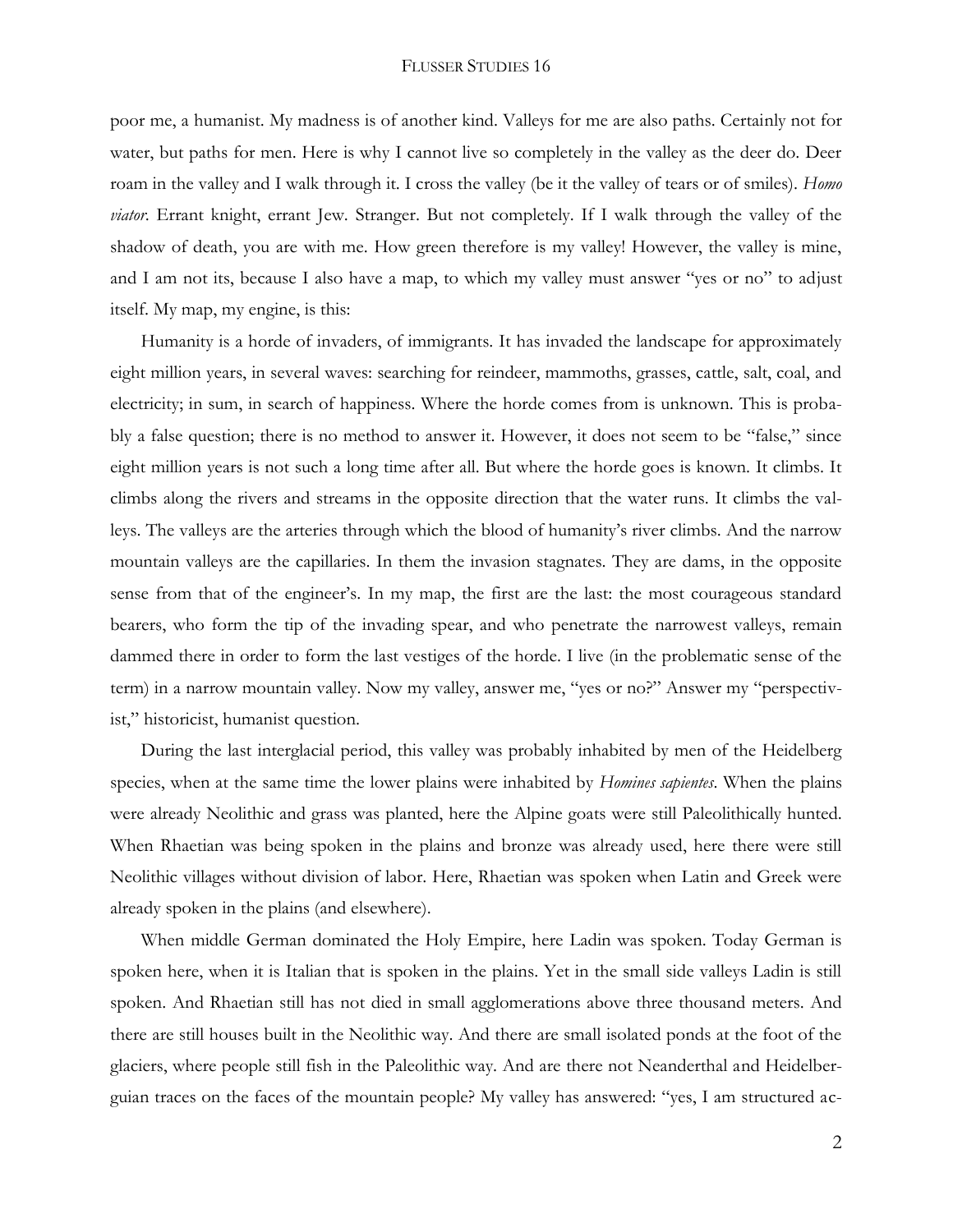poor me, a humanist. My madness is of another kind. Valleys for me are also paths. Certainly not for water, but paths for men. Here is why I cannot live so completely in the valley as the deer do. Deer roam in the valley and I walk through it. I cross the valley (be it the valley of tears or of smiles). *Homo viator*. Errant knight, errant Jew. Stranger. But not completely. If I walk through the valley of the shadow of death, you are with me. How green therefore is my valley! However, the valley is mine, and I am not its, because I also have a map, to which my valley must answer "yes or no" to adjust itself. My map, my engine, is this:

Humanity is a horde of invaders, of immigrants. It has invaded the landscape for approximately eight million years, in several waves: searching for reindeer, mammoths, grasses, cattle, salt, coal, and electricity; in sum, in search of happiness. Where the horde comes from is unknown. This is probably a false question; there is no method to answer it. However, it does not seem to be "false," since eight million years is not such a long time after all. But where the horde goes is known. It climbs. It climbs along the rivers and streams in the opposite direction that the water runs. It climbs the valleys. The valleys are the arteries through which the blood of humanity's river climbs. And the narrow mountain valleys are the capillaries. In them the invasion stagnates. They are dams, in the opposite sense from that of the engineer's. In my map, the first are the last: the most courageous standard bearers, who form the tip of the invading spear, and who penetrate the narrowest valleys, remain dammed there in order to form the last vestiges of the horde. I live (in the problematic sense of the term) in a narrow mountain valley. Now my valley, answer me, "yes or no?" Answer my "perspectivist," historicist, humanist question.

During the last interglacial period, this valley was probably inhabited by men of the Heidelberg species, when at the same time the lower plains were inhabited by *Homines sapientes*. When the plains were already Neolithic and grass was planted, here the Alpine goats were still Paleolithically hunted. When Rhaetian was being spoken in the plains and bronze was already used, here there were still Neolithic villages without division of labor. Here, Rhaetian was spoken when Latin and Greek were already spoken in the plains (and elsewhere).

When middle German dominated the Holy Empire, here Ladin was spoken. Today German is spoken here, when it is Italian that is spoken in the plains. Yet in the small side valleys Ladin is still spoken. And Rhaetian still has not died in small agglomerations above three thousand meters. And there are still houses built in the Neolithic way. And there are small isolated ponds at the foot of the glaciers, where people still fish in the Paleolithic way. And are there not Neanderthal and Heidelberguian traces on the faces of the mountain people? My valley has answered: "yes, I am structured ac-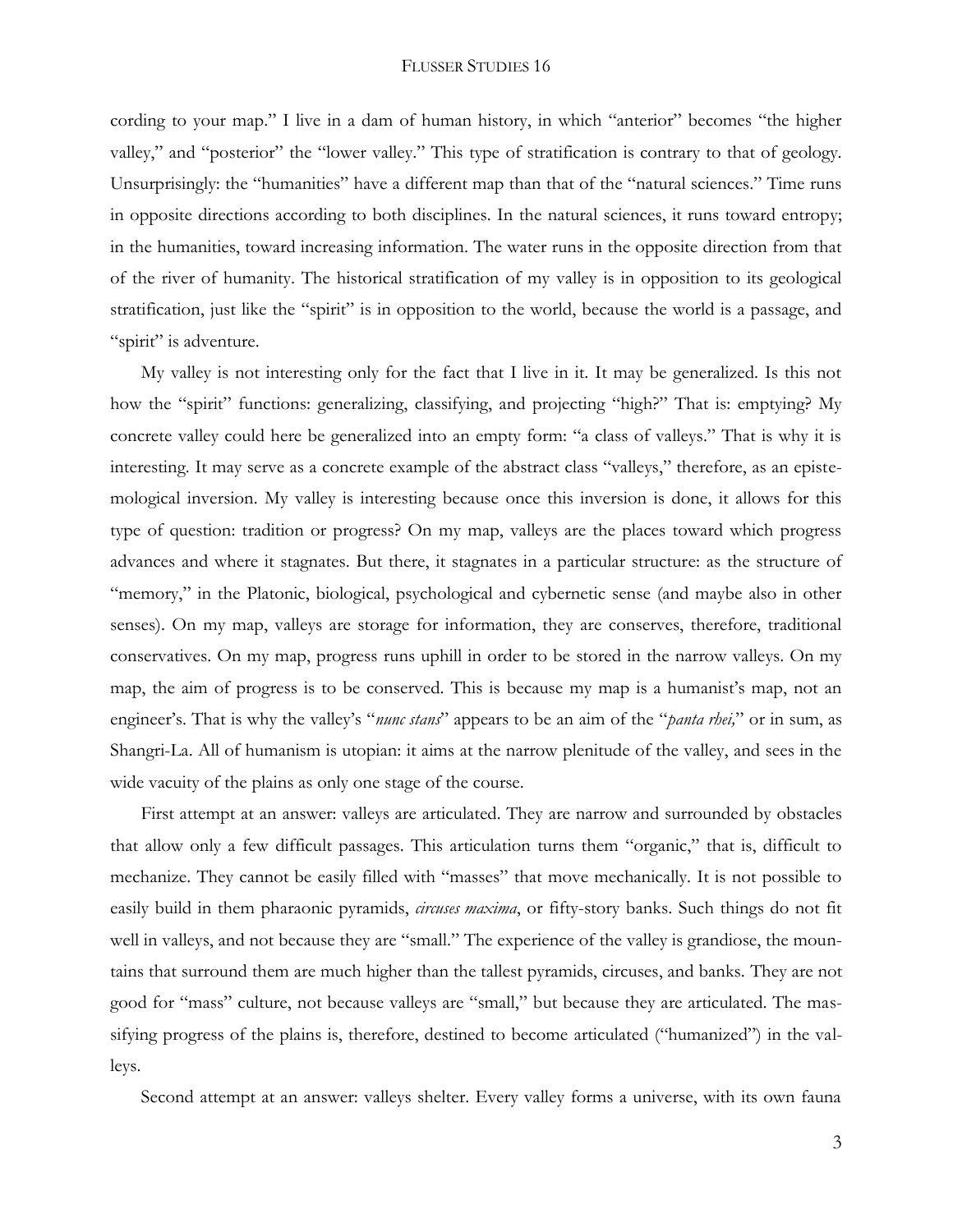cording to your map." I live in a dam of human history, in which "anterior" becomes "the higher valley," and "posterior" the "lower valley." This type of stratification is contrary to that of geology. Unsurprisingly: the "humanities" have a different map than that of the "natural sciences." Time runs in opposite directions according to both disciplines. In the natural sciences, it runs toward entropy; in the humanities, toward increasing information. The water runs in the opposite direction from that of the river of humanity. The historical stratification of my valley is in opposition to its geological stratification, just like the "spirit" is in opposition to the world, because the world is a passage, and "spirit" is adventure.

My valley is not interesting only for the fact that I live in it. It may be generalized. Is this not how the "spirit" functions: generalizing, classifying, and projecting "high?" That is: emptying? My concrete valley could here be generalized into an empty form: "a class of valleys." That is why it is interesting. It may serve as a concrete example of the abstract class "valleys," therefore, as an epistemological inversion. My valley is interesting because once this inversion is done, it allows for this type of question: tradition or progress? On my map, valleys are the places toward which progress advances and where it stagnates. But there, it stagnates in a particular structure: as the structure of "memory," in the Platonic, biological, psychological and cybernetic sense (and maybe also in other senses). On my map, valleys are storage for information, they are conserves, therefore, traditional conservatives. On my map, progress runs uphill in order to be stored in the narrow valleys. On my map, the aim of progress is to be conserved. This is because my map is a humanist's map, not an engineer's. That is why the valley's "*nunc stans*" appears to be an aim of the "*panta rhei,*" or in sum, as Shangri-La. All of humanism is utopian: it aims at the narrow plenitude of the valley, and sees in the wide vacuity of the plains as only one stage of the course.

First attempt at an answer: valleys are articulated. They are narrow and surrounded by obstacles that allow only a few difficult passages. This articulation turns them "organic," that is, difficult to mechanize. They cannot be easily filled with "masses" that move mechanically. It is not possible to easily build in them pharaonic pyramids, *circuses maxima*, or fifty-story banks. Such things do not fit well in valleys, and not because they are "small." The experience of the valley is grandiose, the mountains that surround them are much higher than the tallest pyramids, circuses, and banks. They are not good for "mass" culture, not because valleys are "small," but because they are articulated. The massifying progress of the plains is, therefore, destined to become articulated ("humanized") in the valleys.

Second attempt at an answer: valleys shelter. Every valley forms a universe, with its own fauna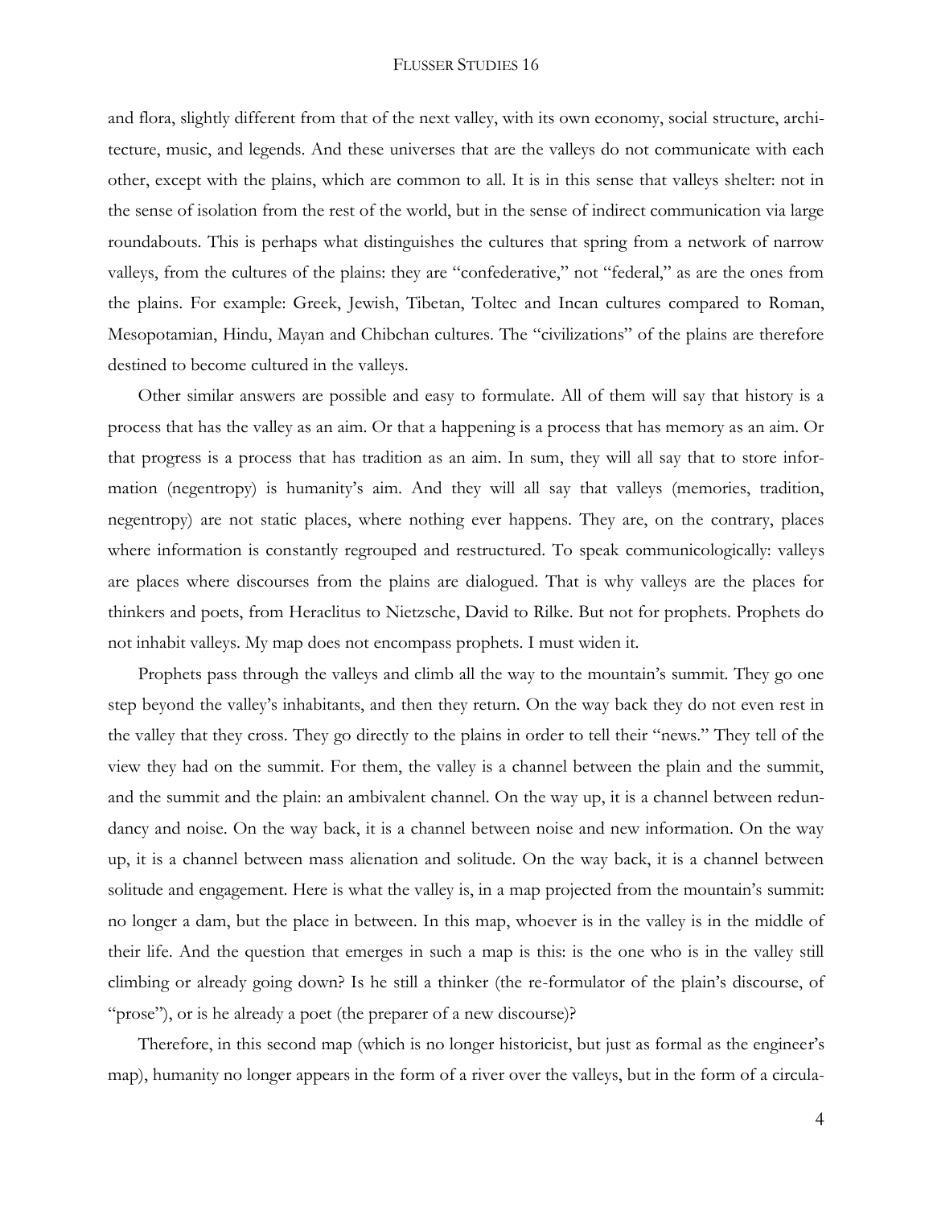and flora, slightly different from that of the next valley, with its own economy, social structure, architecture, music, and legends. And these universes that are the valleys do not communicate with each other, except with the plains, which are common to all. It is in this sense that valleys shelter: not in the sense of isolation from the rest of the world, but in the sense of indirect communication via large roundabouts. This is perhaps what distinguishes the cultures that spring from a network of narrow valleys, from the cultures of the plains: they are "confederative," not "federal," as are the ones from the plains. For example: Greek, Jewish, Tibetan, Toltec and Incan cultures compared to Roman, Mesopotamian, Hindu, Mayan and Chibchan cultures. The "civilizations" of the plains are therefore destined to become cultured in the valleys.

Other similar answers are possible and easy to formulate. All of them will say that history is a process that has the valley as an aim. Or that a happening is a process that has memory as an aim. Or that progress is a process that has tradition as an aim. In sum, they will all say that to store information (negentropy) is humanity's aim. And they will all say that valleys (memories, tradition, negentropy) are not static places, where nothing ever happens. They are, on the contrary, places where information is constantly regrouped and restructured. To speak communicologically: valleys are places where discourses from the plains are dialogued. That is why valleys are the places for thinkers and poets, from Heraclitus to Nietzsche, David to Rilke. But not for prophets. Prophets do not inhabit valleys. My map does not encompass prophets. I must widen it.

Prophets pass through the valleys and climb all the way to the mountain's summit. They go one step beyond the valley's inhabitants, and then they return. On the way back they do not even rest in the valley that they cross. They go directly to the plains in order to tell their "news." They tell of the view they had on the summit. For them, the valley is a channel between the plain and the summit, and the summit and the plain: an ambivalent channel. On the way up, it is a channel between redundancy and noise. On the way back, it is a channel between noise and new information. On the way up, it is a channel between mass alienation and solitude. On the way back, it is a channel between solitude and engagement. Here is what the valley is, in a map projected from the mountain's summit: no longer a dam, but the place in between. In this map, whoever is in the valley is in the middle of their life. And the question that emerges in such a map is this: is the one who is in the valley still climbing or already going down? Is he still a thinker (the re-formulator of the plain's discourse, of "prose"), or is he already a poet (the preparer of a new discourse)?

Therefore, in this second map (which is no longer historicist, but just as formal as the engineer's map), humanity no longer appears in the form of a river over the valleys, but in the form of a circula-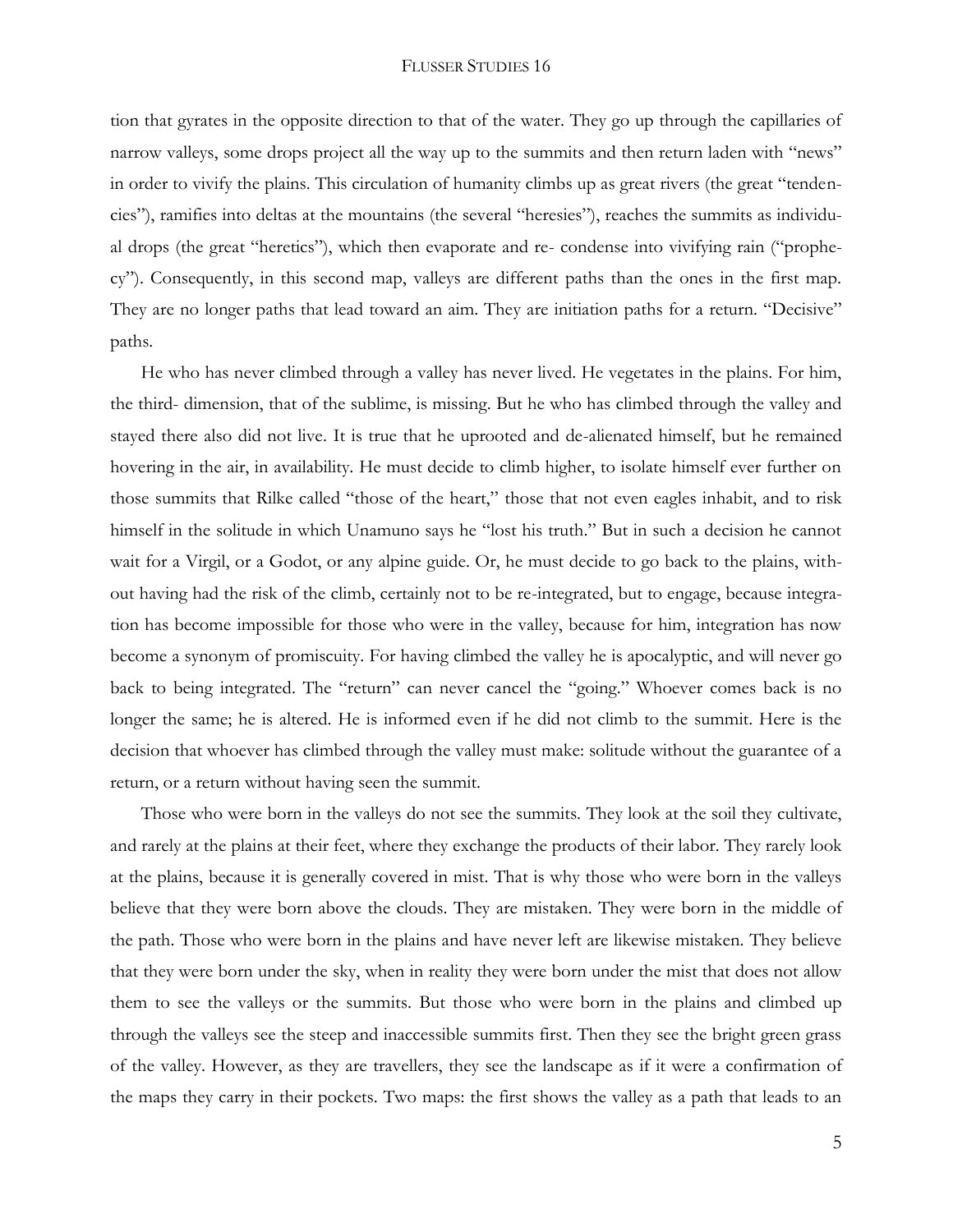tion that gyrates in the opposite direction to that of the water. They go up through the capillaries of narrow valleys, some drops project all the way up to the summits and then return laden with "news" in order to vivify the plains. This circulation of humanity climbs up as great rivers (the great "tendencies"), ramifies into deltas at the mountains (the several "heresies"), reaches the summits as individual drops (the great "heretics"), which then evaporate and re- condense into vivifying rain ("prophecy"). Consequently, in this second map, valleys are different paths than the ones in the first map. They are no longer paths that lead toward an aim. They are initiation paths for a return. "Decisive" paths.

He who has never climbed through a valley has never lived. He vegetates in the plains. For him, the third- dimension, that of the sublime, is missing. But he who has climbed through the valley and stayed there also did not live. It is true that he uprooted and de-alienated himself, but he remained hovering in the air, in availability. He must decide to climb higher, to isolate himself ever further on those summits that Rilke called "those of the heart," those that not even eagles inhabit, and to risk himself in the solitude in which Unamuno says he "lost his truth." But in such a decision he cannot wait for a Virgil, or a Godot, or any alpine guide. Or, he must decide to go back to the plains, without having had the risk of the climb, certainly not to be re-integrated, but to engage, because integration has become impossible for those who were in the valley, because for him, integration has now become a synonym of promiscuity. For having climbed the valley he is apocalyptic, and will never go back to being integrated. The "return" can never cancel the "going." Whoever comes back is no longer the same; he is altered. He is informed even if he did not climb to the summit. Here is the decision that whoever has climbed through the valley must make: solitude without the guarantee of a return, or a return without having seen the summit.

Those who were born in the valleys do not see the summits. They look at the soil they cultivate, and rarely at the plains at their feet, where they exchange the products of their labor. They rarely look at the plains, because it is generally covered in mist. That is why those who were born in the valleys believe that they were born above the clouds. They are mistaken. They were born in the middle of the path. Those who were born in the plains and have never left are likewise mistaken. They believe that they were born under the sky, when in reality they were born under the mist that does not allow them to see the valleys or the summits. But those who were born in the plains and climbed up through the valleys see the steep and inaccessible summits first. Then they see the bright green grass of the valley. However, as they are travellers, they see the landscape as if it were a confirmation of the maps they carry in their pockets. Two maps: the first shows the valley as a path that leads to an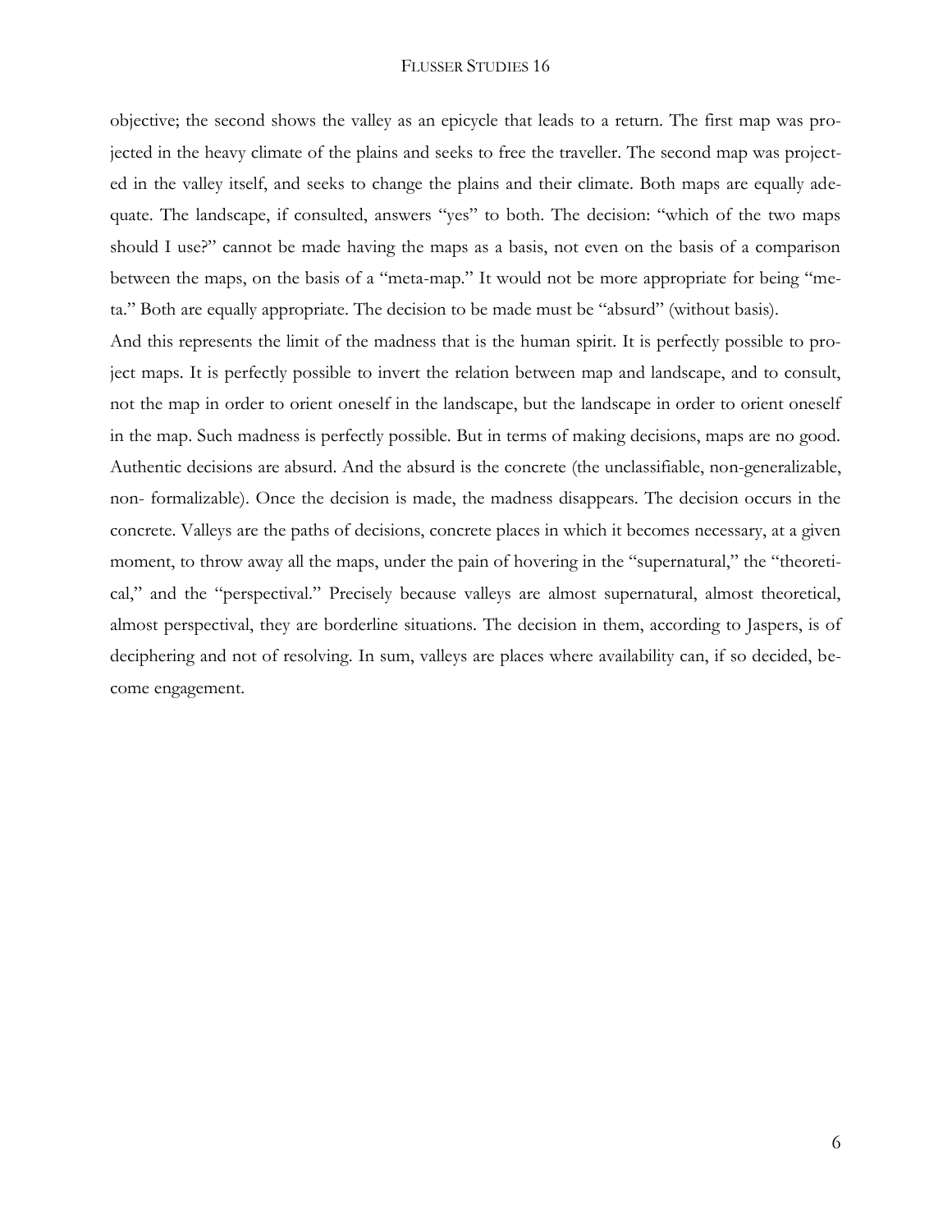objective; the second shows the valley as an epicycle that leads to a return. The first map was projected in the heavy climate of the plains and seeks to free the traveller. The second map was projected in the valley itself, and seeks to change the plains and their climate. Both maps are equally adequate. The landscape, if consulted, answers "yes" to both. The decision: "which of the two maps should I use?" cannot be made having the maps as a basis, not even on the basis of a comparison between the maps, on the basis of a "meta-map." It would not be more appropriate for being "meta." Both are equally appropriate. The decision to be made must be "absurd" (without basis).

And this represents the limit of the madness that is the human spirit. It is perfectly possible to project maps. It is perfectly possible to invert the relation between map and landscape, and to consult, not the map in order to orient oneself in the landscape, but the landscape in order to orient oneself in the map. Such madness is perfectly possible. But in terms of making decisions, maps are no good. Authentic decisions are absurd. And the absurd is the concrete (the unclassifiable, non-generalizable, non- formalizable). Once the decision is made, the madness disappears. The decision occurs in the concrete. Valleys are the paths of decisions, concrete places in which it becomes necessary, at a given moment, to throw away all the maps, under the pain of hovering in the "supernatural," the "theoretical," and the "perspectival." Precisely because valleys are almost supernatural, almost theoretical, almost perspectival, they are borderline situations. The decision in them, according to Jaspers, is of deciphering and not of resolving. In sum, valleys are places where availability can, if so decided, become engagement.